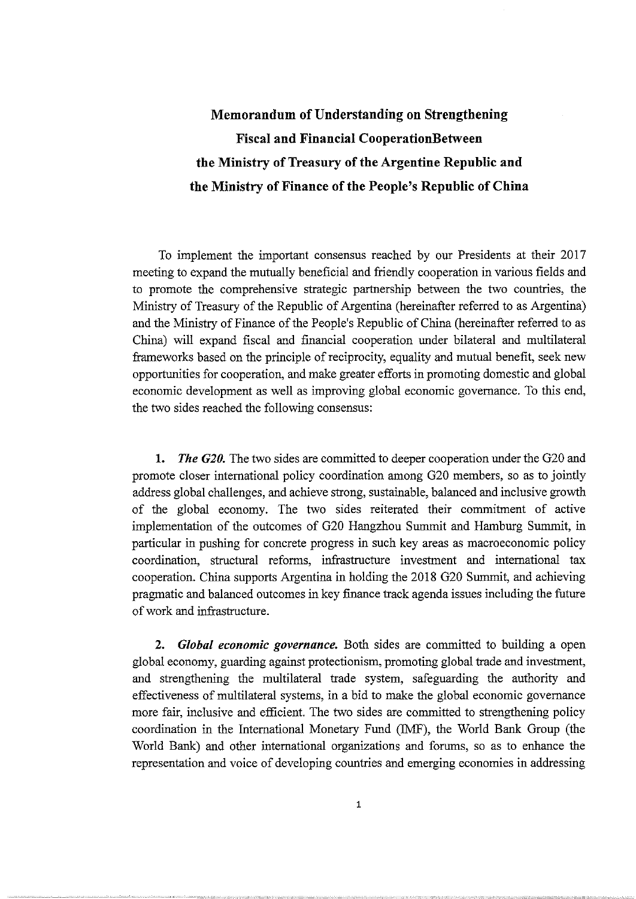# Memorandum of Understanding on Strengthening Fiscal and Financial CooperationBetween the Ministry of Treasury of the Argentine Republic and the Ministry of Finance of the People's Republic of China

To implement the important consensus reached by our Presidents at their 2017 meeting to expand the mutually beneficial and friendly cooperation in various fields and to promote the comprehensive strategic partnership between the two countries, the Ministry of Treasury of the Republic of Argentina (hereinafter referred to as Argentina) and the Ministry of Finance of the People's Republic of China (hereinafter referred to as China) will expand fiscal and financial cooperation under bilateral and multilateral frameworks based on the principle of reciprocity, equality and mutual benefit, seek new opportunities for cooperation, and make greater efforts in promoting domestic and global economic development as well as improving global economic governance. To this end, the two sides reached the following consensus:

**1.** ***The G20.*** The two sides are committed to deeper cooperation under the G20 and promote closer international policy coordination among G20 members, so as to jointly address global challenges, and achieve strong, sustainable, balanced and inclusive growth of the global economy. The two sides reiterated their commitment of active implementation of the outcomes of G20 Hangzhou Summit and Hamburg Summit, in particular in pushing for concrete progress in such key areas as macroeconomic policy coordination, structural reforms, infrastructure investment and international tax cooperation. China supports Argentina in holding the 2018 G20 Summit, and achieving pragmatic and balanced outcomes in key finance track agenda issues including the future of work and infrastructure.

**2.** ***Global economic governance.*** Both sides are committed to building a open global economy, guarding against protectionism, promoting global trade and investment, and strengthening the multilateral trade system, safeguarding the authority and effectiveness of multilateral systems, in a bid to make the global economic governance more fair, inclusive and efficient. The two sides are committed to strengthening policy coordination in the International Monetary Fund (IMF), the World Bank Group (the World Bank) and other international organizations and forums, so as to enhance the representation and voice of developing countries and emerging economies in addressing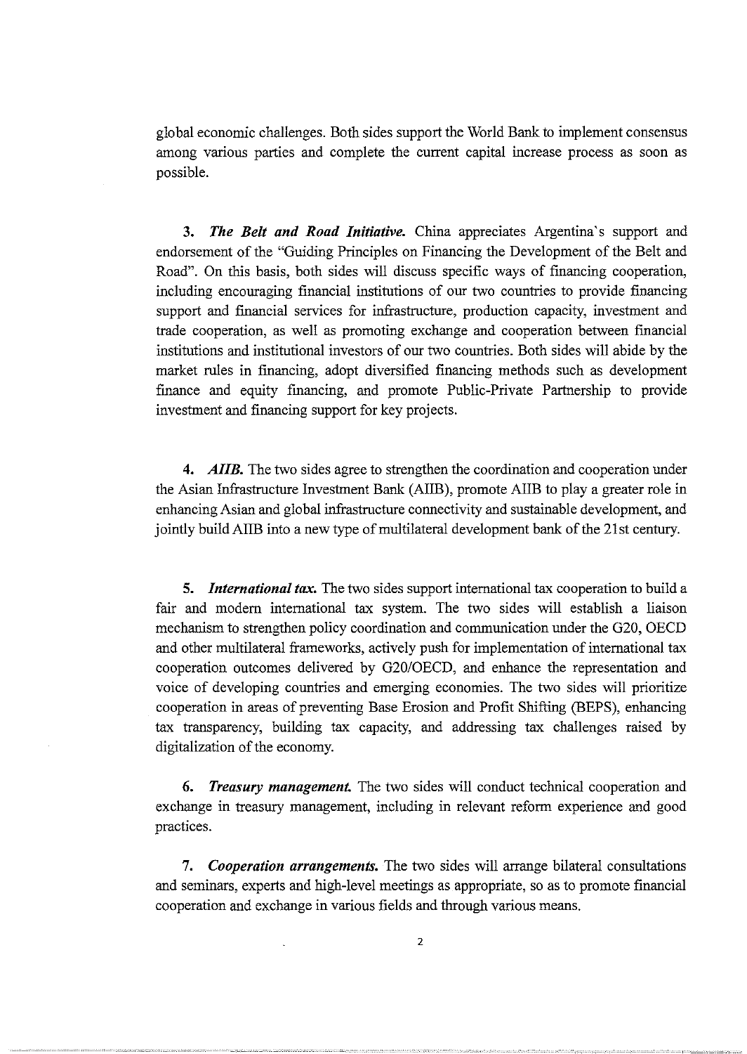global economic challenges. Both sides support the World Bank to implement consensus among various parties and complete the current capital increase process as soon as possible.

**3.** ***The Belt and Road Initiative.*** China appreciates Argentina's support and endorsement of the "Guiding Principles on Financing the Development of the Belt and Road". On this basis, both sides will discuss specific ways of financing cooperation, including encouraging financial institutions of our two countries to provide financing support and financial services for infrastructure, production capacity, investment and trade cooperation, as well as promoting exchange and cooperation between financial institutions and institutional investors of our two countries. Both sides will abide by the market rules in financing, adopt diversified financing methods such as development finance and equity financing, and promote Public-Private Partnership to provide investment and financing support for key projects.

**4.** ***AIIB.*** The two sides agree to strengthen the coordination and cooperation under the Asian Infrastructure Investment Bank (AIIB), promote AIIB to play a greater role in enhancing Asian and global infrastructure connectivity and sustainable development, and jointly build AIIB into a new type of multilateral development bank of the 21st century.

**5.** ***International tax.*** The two sides support international tax cooperation to build a fair and modern international tax system. The two sides will establish a liaison mechanism to strengthen policy coordination and communication under the G20, OECD and other multilateral frameworks, actively push for implementation of international tax cooperation outcomes delivered by G20/OECD, and enhance the representation and voice of developing countries and emerging economies. The two sides will prioritize cooperation in areas of preventing Base Erosion and Profit Shifting (BEPS), enhancing tax transparency, building tax capacity, and addressing tax challenges raised by digitalization of the economy.

**6.** ***Treasury management.*** The two sides will conduct technical cooperation and exchange in treasury management, including in relevant reform experience and good practices.

**7.** ***Cooperation arrangements.*** The two sides will arrange bilateral consultations and seminars, experts and high-level meetings as appropriate, so as to promote financial cooperation and exchange in various fields and through various means.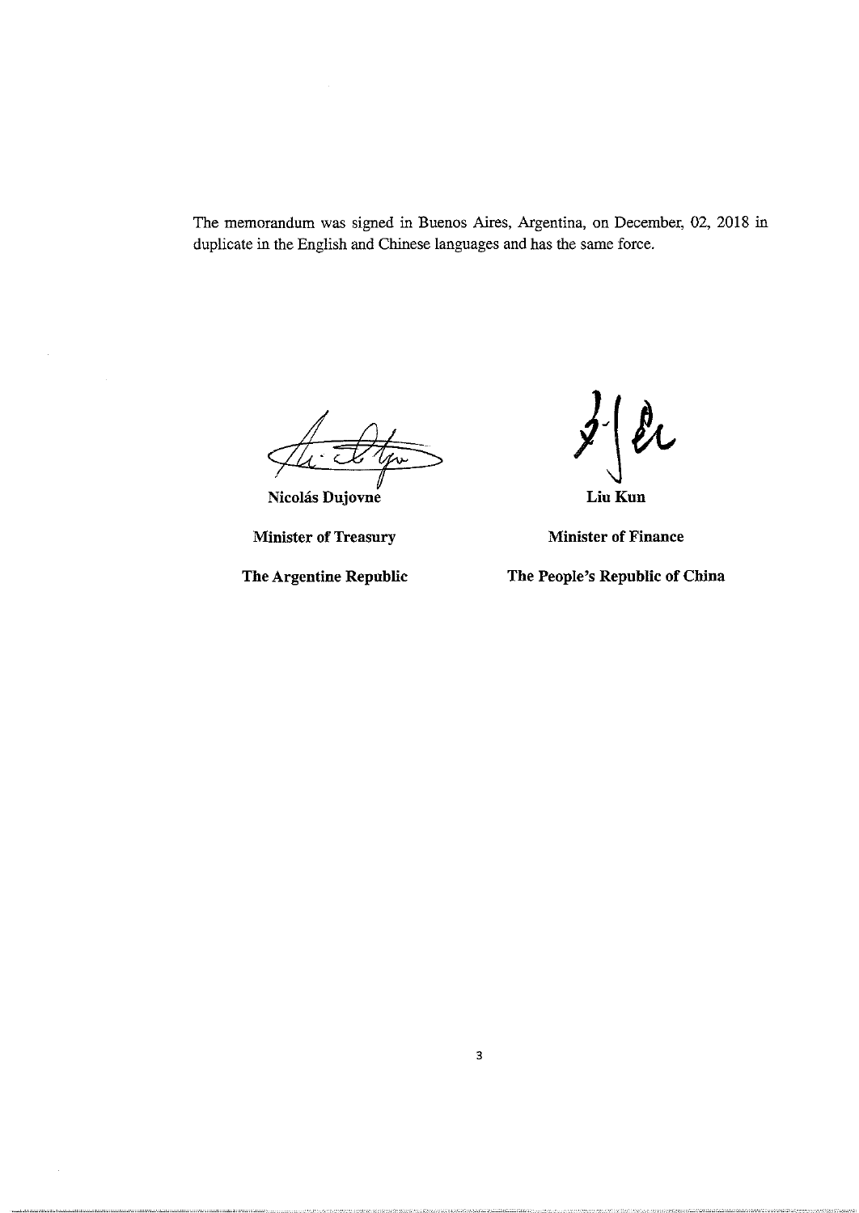The memorandum was signed in Buenos Aires, Argentina, on December, 02, 2018 in duplicate in the English and Chinese languages and has the same force.

| | |
|---|---|
| **Nicolás Dujovne** | **Liu Kun** |
| **Minister of Treasury** | **Minister of Finance** |
| **The Argentine Republic** | **The People's Republic of China** |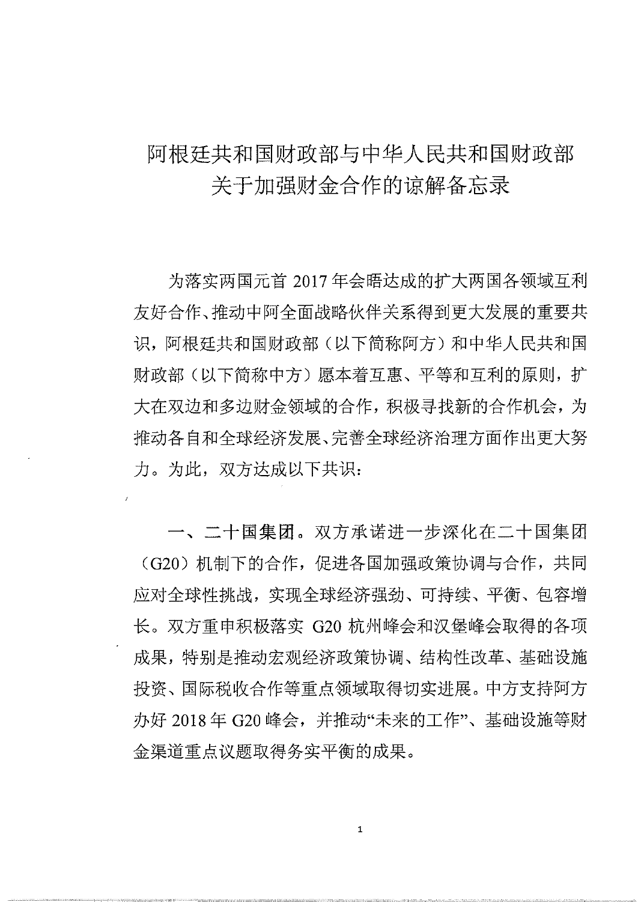# 阿根廷共和国财政部与中华人民共和国财政部关于加强财金合作的谅解备忘录

为落实两国元首 2017 年会晤达成的扩大两国各领域互利友好合作、推动中阿全面战略伙伴关系得到更大发展的重要共识，阿根廷共和国财政部（以下简称阿方）和中华人民共和国财政部（以下简称中方）愿本着互惠、平等和互利的原则，扩大在双边和多边财金领域的合作，积极寻找新的合作机会，为推动各自和全球经济发展、完善全球经济治理方面作出更大努力。为此，双方达成以下共识：

一、二十国集团。双方承诺进一步深化在二十国集团（G20）机制下的合作，促进各国加强政策协调与合作，共同应对全球性挑战，实现全球经济强劲、可持续、平衡、包容增长。双方重申积极落实 G20 杭州峰会和汉堡峰会取得的各项成果，特别是推动宏观经济政策协调、结构性改革、基础设施投资、国际税收合作等重点领域取得切实进展。中方支持阿方办好 2018 年 G20 峰会，并推动“未来的工作”、基础设施等财金渠道重点议题取得务实平衡的成果。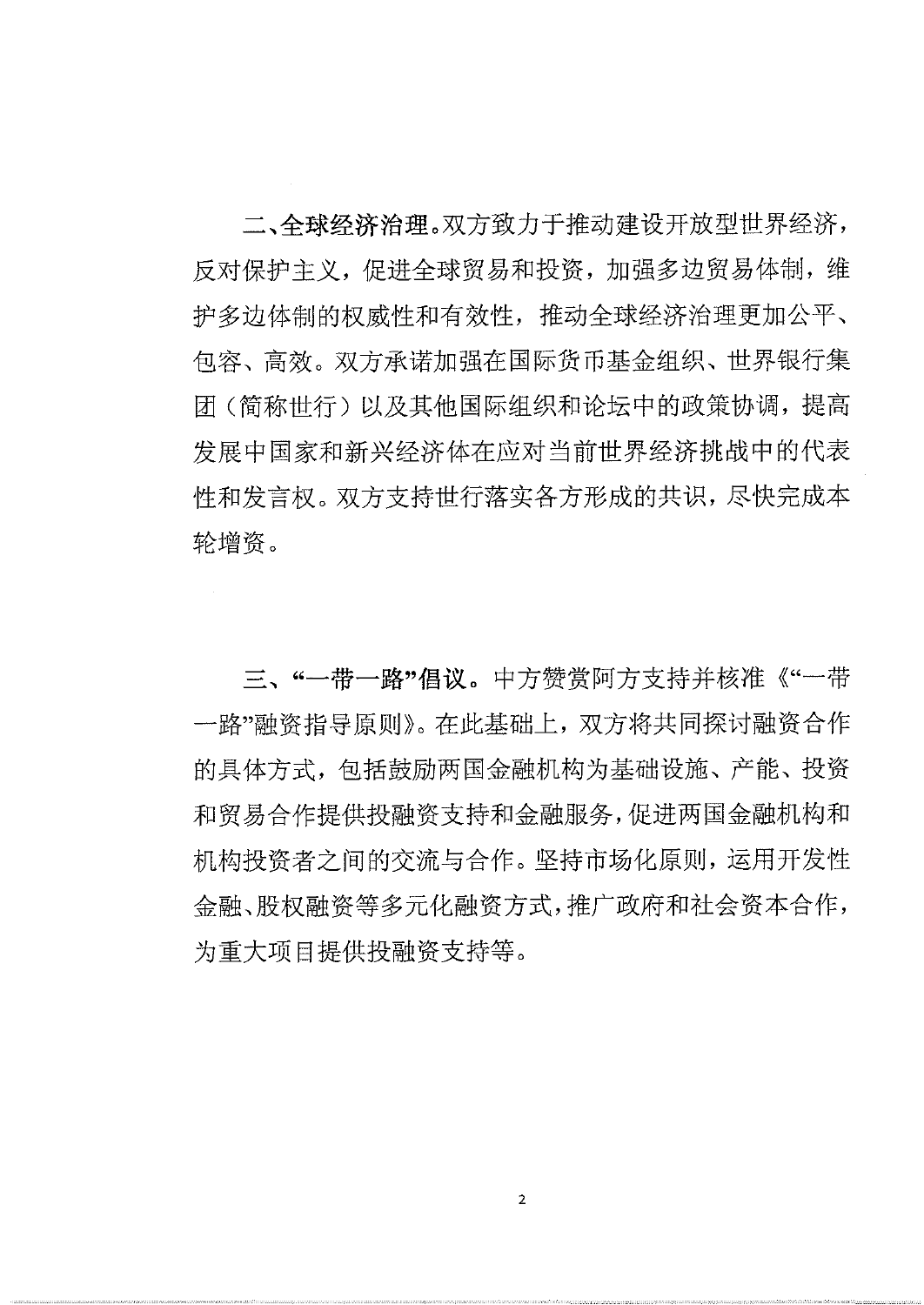**二、全球经济治理。**双方致力于推动建设开放型世界经济，反对保护主义，促进全球贸易和投资，加强多边贸易体制，维护多边体制的权威性和有效性，推动全球经济治理更加公平、包容、高效。双方承诺加强在国际货币基金组织、世界银行集团（简称世行）以及其他国际组织和论坛中的政策协调，提高发展中国家和新兴经济体在应对当前世界经济挑战中的代表性和发言权。双方支持世行落实各方形成的共识，尽快完成本轮增资。

**三、"一带一路"倡议。**中方赞赏阿方支持并核准《"一带一路"融资指导原则》。在此基础上，双方将共同探讨融资合作的具体方式，包括鼓励两国金融机构为基础设施、产能、投资和贸易合作提供投融资支持和金融服务，促进两国金融机构和机构投资者之间的交流与合作。坚持市场化原则，运用开发性金融、股权融资等多元化融资方式，推广政府和社会资本合作，为重大项目提供投融资支持等。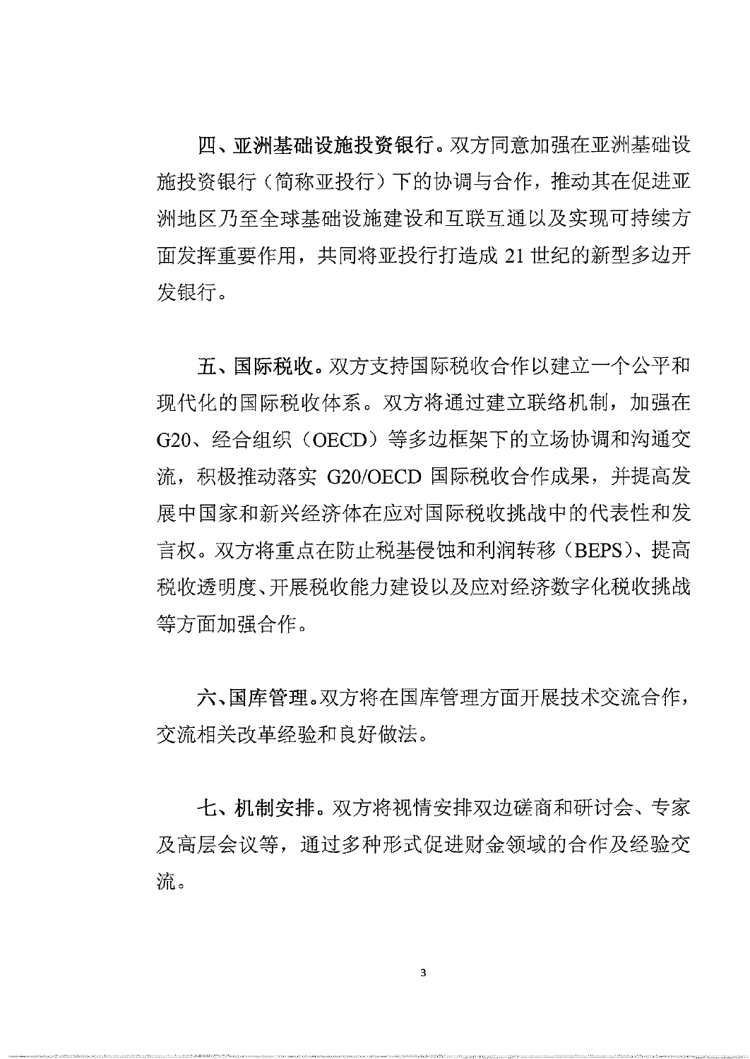**四、亚洲基础设施投资银行。**双方同意加强在亚洲基础设施投资银行（简称亚投行）下的协调与合作，推动其在促进亚洲地区乃至全球基础设施建设和互联互通以及实现可持续方面发挥重要作用，共同将亚投行打造成21世纪的新型多边开发银行。

**五、国际税收。**双方支持国际税收合作以建立一个公平和现代化的国际税收体系。双方将通过建立联络机制，加强在G20、经合组织（OECD）等多边框架下的立场协调和沟通交流，积极推动落实G20/OECD国际税收合作成果，并提高发展中国家和新兴经济体在应对国际税收挑战中的代表性和发言权。双方将重点在防止税基侵蚀和利润转移（BEPS）、提高税收透明度、开展税收能力建设以及应对经济数字化税收挑战等方面加强合作。

**六、国库管理。**双方将在国库管理方面开展技术交流合作，交流相关改革经验和良好做法。

**七、机制安排。**双方将视情安排双边磋商和研讨会、专家及高层会议等，通过多种形式促进财金领域的合作及经验交流。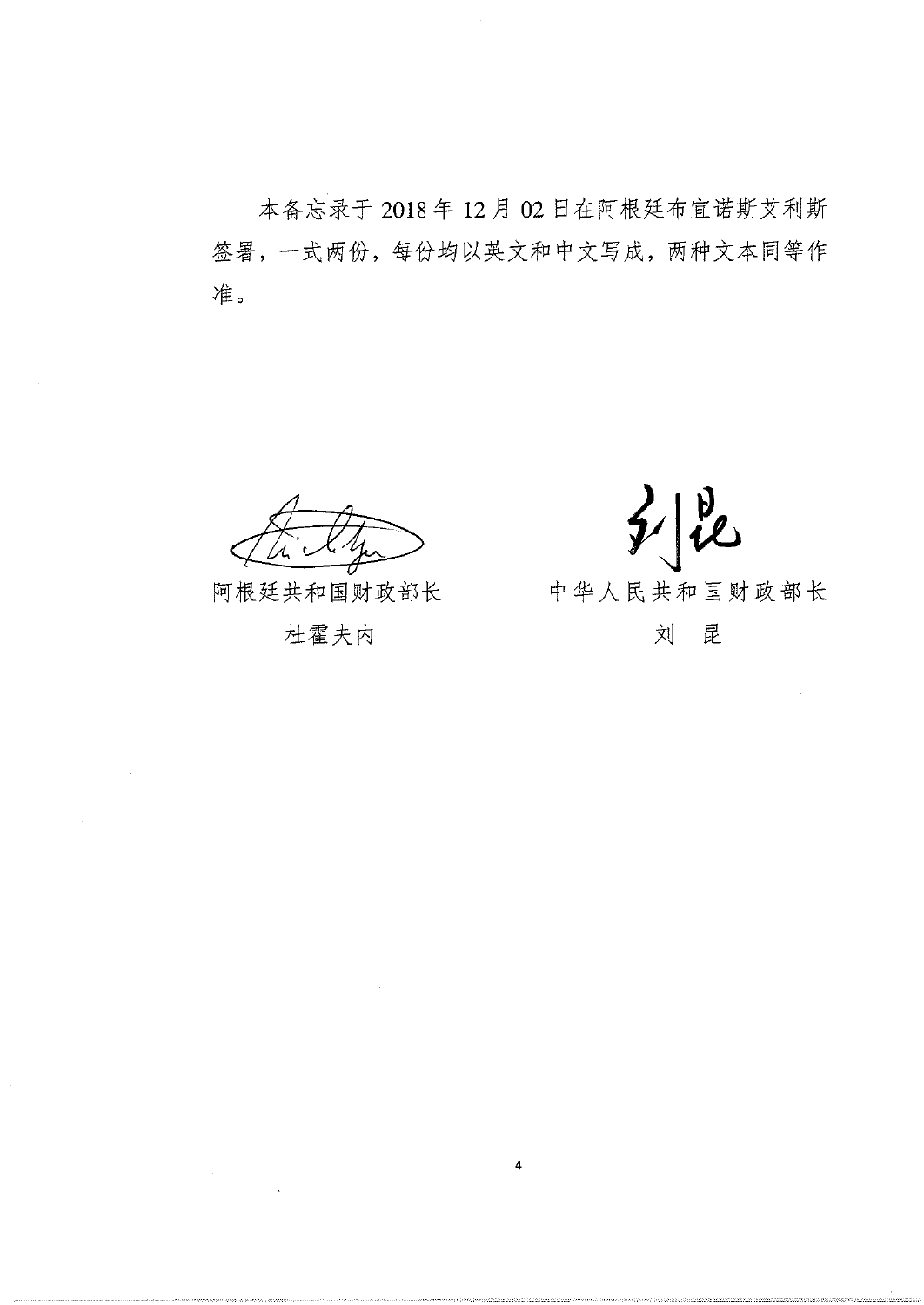本备忘录于2018年12月02日在阿根廷布宜诺斯艾利斯签署，一式两份，每份均以英文和中文写成，两种文本同等作准。

| | |
|---|---|
| 阿根廷共和国财政部长 | 中华人民共和国财政部长 |
| 杜霍夫内 | 刘　昆 |